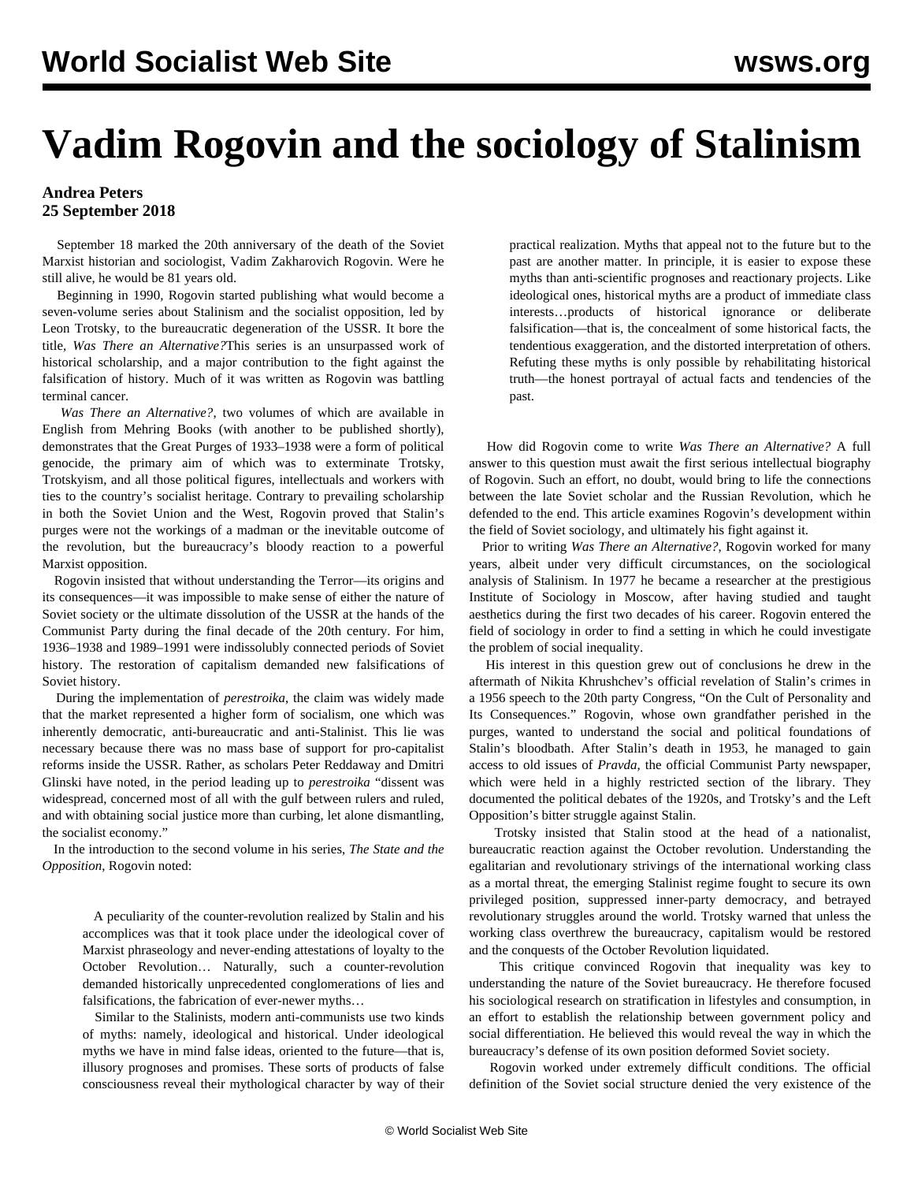# Vadim Rogovin and the sociology of Stalinism

**Andrea Peters**
**25 September 2018**

September 18 marked the 20th anniversary of the death of the Soviet Marxist historian and sociologist, Vadim Zakharovich Rogovin. Were he still alive, he would be 81 years old.

Beginning in 1990, Rogovin started publishing what would become a seven-volume series about Stalinism and the socialist opposition, led by Leon Trotsky, to the bureaucratic degeneration of the USSR. It bore the title, *Was There an Alternative?*This series is an unsurpassed work of historical scholarship, and a major contribution to the fight against the falsification of history. Much of it was written as Rogovin was battling terminal cancer.

*Was There an Alternative?*, two volumes of which are available in English from Mehring Books (with another to be published shortly), demonstrates that the Great Purges of 1933–1938 were a form of political genocide, the primary aim of which was to exterminate Trotsky, Trotskyism, and all those political figures, intellectuals and workers with ties to the country's socialist heritage. Contrary to prevailing scholarship in both the Soviet Union and the West, Rogovin proved that Stalin's purges were not the workings of a madman or the inevitable outcome of the revolution, but the bureaucracy's bloody reaction to a powerful Marxist opposition.

Rogovin insisted that without understanding the Terror—its origins and its consequences—it was impossible to make sense of either the nature of Soviet society or the ultimate dissolution of the USSR at the hands of the Communist Party during the final decade of the 20th century. For him, 1936–1938 and 1989–1991 were indissolubly connected periods of Soviet history. The restoration of capitalism demanded new falsifications of Soviet history.

During the implementation of *perestroika*, the claim was widely made that the market represented a higher form of socialism, one which was inherently democratic, anti-bureaucratic and anti-Stalinist. This lie was necessary because there was no mass base of support for pro-capitalist reforms inside the USSR. Rather, as scholars Peter Reddaway and Dmitri Glinski have noted, in the period leading up to *perestroika* "dissent was widespread, concerned most of all with the gulf between rulers and ruled, and with obtaining social justice more than curbing, let alone dismantling, the socialist economy."

In the introduction to the second volume in his series, *The State and the Opposition*, Rogovin noted:

> A peculiarity of the counter-revolution realized by Stalin and his accomplices was that it took place under the ideological cover of Marxist phraseology and never-ending attestations of loyalty to the October Revolution… Naturally, such a counter-revolution demanded historically unprecedented conglomerations of lies and falsifications, the fabrication of ever-newer myths…
>
> Similar to the Stalinists, modern anti-communists use two kinds of myths: namely, ideological and historical. Under ideological myths we have in mind false ideas, oriented to the future—that is, illusory prognoses and promises. These sorts of products of false consciousness reveal their mythological character by way of their practical realization. Myths that appeal not to the future but to the past are another matter. In principle, it is easier to expose these myths than anti-scientific prognoses and reactionary projects. Like ideological ones, historical myths are a product of immediate class interests…products of historical ignorance or deliberate falsification—that is, the concealment of some historical facts, the tendentious exaggeration, and the distorted interpretation of others. Refuting these myths is only possible by rehabilitating historical truth—the honest portrayal of actual facts and tendencies of the past.

How did Rogovin come to write *Was There an Alternative?* A full answer to this question must await the first serious intellectual biography of Rogovin. Such an effort, no doubt, would bring to life the connections between the late Soviet scholar and the Russian Revolution, which he defended to the end. This article examines Rogovin's development within the field of Soviet sociology, and ultimately his fight against it.

Prior to writing *Was There an Alternative?*, Rogovin worked for many years, albeit under very difficult circumstances, on the sociological analysis of Stalinism. In 1977 he became a researcher at the prestigious Institute of Sociology in Moscow, after having studied and taught aesthetics during the first two decades of his career. Rogovin entered the field of sociology in order to find a setting in which he could investigate the problem of social inequality.

His interest in this question grew out of conclusions he drew in the aftermath of Nikita Khrushchev's official revelation of Stalin's crimes in a 1956 speech to the 20th party Congress, "On the Cult of Personality and Its Consequences." Rogovin, whose own grandfather perished in the purges, wanted to understand the social and political foundations of Stalin's bloodbath. After Stalin's death in 1953, he managed to gain access to old issues of *Pravda,* the official Communist Party newspaper, which were held in a highly restricted section of the library. They documented the political debates of the 1920s, and Trotsky's and the Left Opposition's bitter struggle against Stalin.

Trotsky insisted that Stalin stood at the head of a nationalist, bureaucratic reaction against the October revolution. Understanding the egalitarian and revolutionary strivings of the international working class as a mortal threat, the emerging Stalinist regime fought to secure its own privileged position, suppressed inner-party democracy, and betrayed revolutionary struggles around the world. Trotsky warned that unless the working class overthrew the bureaucracy, capitalism would be restored and the conquests of the October Revolution liquidated.

This critique convinced Rogovin that inequality was key to understanding the nature of the Soviet bureaucracy. He therefore focused his sociological research on stratification in lifestyles and consumption, in an effort to establish the relationship between government policy and social differentiation. He believed this would reveal the way in which the bureaucracy's defense of its own position deformed Soviet society.

Rogovin worked under extremely difficult conditions. The official definition of the Soviet social structure denied the very existence of the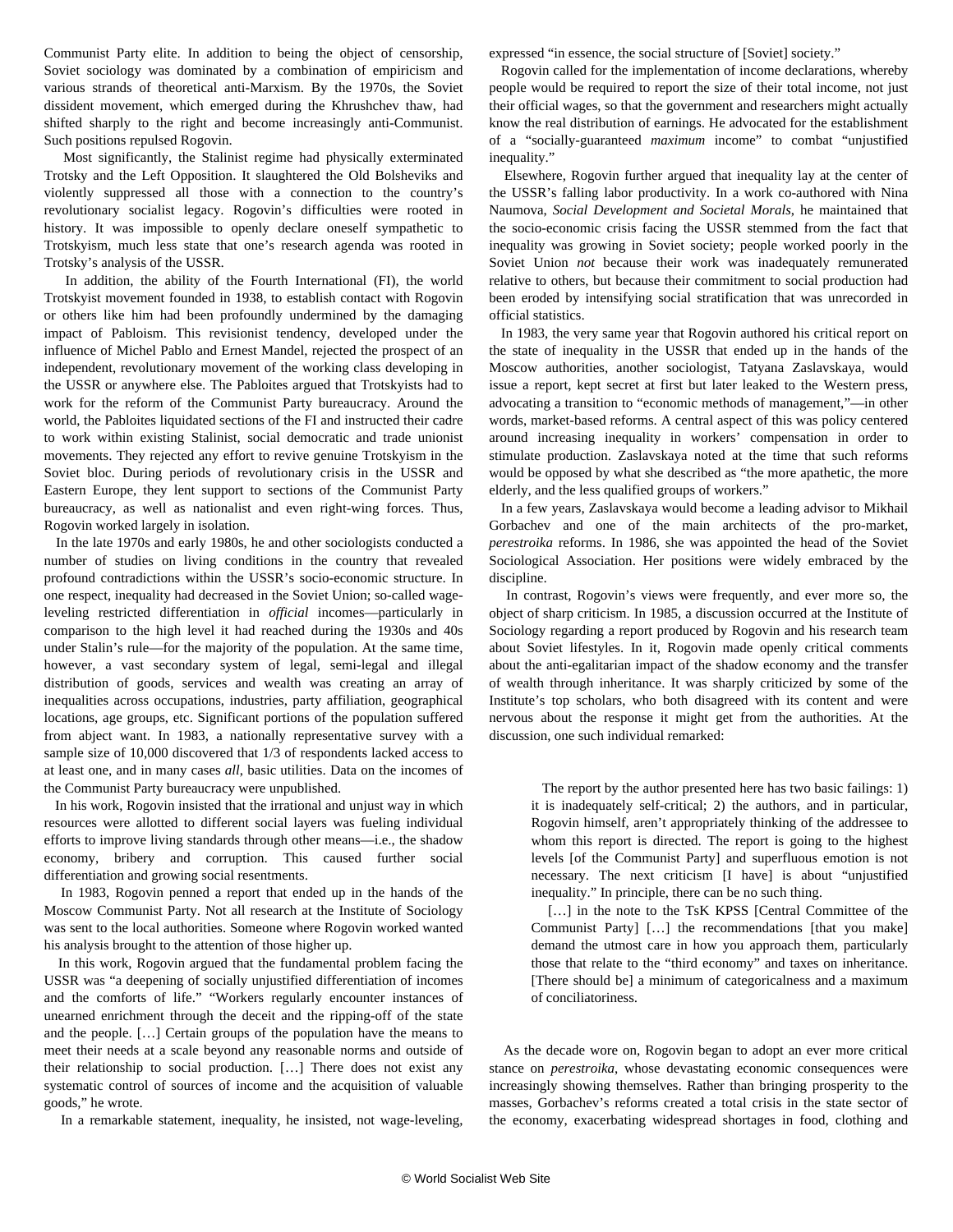Communist Party elite. In addition to being the object of censorship, Soviet sociology was dominated by a combination of empiricism and various strands of theoretical anti-Marxism. By the 1970s, the Soviet dissident movement, which emerged during the Khrushchev thaw, had shifted sharply to the right and become increasingly anti-Communist. Such positions repulsed Rogovin.

Most significantly, the Stalinist regime had physically exterminated Trotsky and the Left Opposition. It slaughtered the Old Bolsheviks and violently suppressed all those with a connection to the country's revolutionary socialist legacy. Rogovin's difficulties were rooted in history. It was impossible to openly declare oneself sympathetic to Trotskyism, much less state that one's research agenda was rooted in Trotsky's analysis of the USSR.

In addition, the ability of the Fourth International (FI), the world Trotskyist movement founded in 1938, to establish contact with Rogovin or others like him had been profoundly undermined by the damaging impact of Pabloism. This revisionist tendency, developed under the influence of Michel Pablo and Ernest Mandel, rejected the prospect of an independent, revolutionary movement of the working class developing in the USSR or anywhere else. The Pabloites argued that Trotskyists had to work for the reform of the Communist Party bureaucracy. Around the world, the Pabloites liquidated sections of the FI and instructed their cadre to work within existing Stalinist, social democratic and trade unionist movements. They rejected any effort to revive genuine Trotskyism in the Soviet bloc. During periods of revolutionary crisis in the USSR and Eastern Europe, they lent support to sections of the Communist Party bureaucracy, as well as nationalist and even right-wing forces. Thus, Rogovin worked largely in isolation.

In the late 1970s and early 1980s, he and other sociologists conducted a number of studies on living conditions in the country that revealed profound contradictions within the USSR's socio-economic structure. In one respect, inequality had decreased in the Soviet Union; so-called wage-leveling restricted differentiation in *official* incomes—particularly in comparison to the high level it had reached during the 1930s and 40s under Stalin's rule—for the majority of the population. At the same time, however, a vast secondary system of legal, semi-legal and illegal distribution of goods, services and wealth was creating an array of inequalities across occupations, industries, party affiliation, geographical locations, age groups, etc. Significant portions of the population suffered from abject want. In 1983, a nationally representative survey with a sample size of 10,000 discovered that 1/3 of respondents lacked access to at least one, and in many cases *all*, basic utilities. Data on the incomes of the Communist Party bureaucracy were unpublished.

In his work, Rogovin insisted that the irrational and unjust way in which resources were allotted to different social layers was fueling individual efforts to improve living standards through other means—i.e., the shadow economy, bribery and corruption. This caused further social differentiation and growing social resentments.

In 1983, Rogovin penned a report that ended up in the hands of the Moscow Communist Party. Not all research at the Institute of Sociology was sent to the local authorities. Someone where Rogovin worked wanted his analysis brought to the attention of those higher up.

In this work, Rogovin argued that the fundamental problem facing the USSR was "a deepening of socially unjustified differentiation of incomes and the comforts of life." "Workers regularly encounter instances of unearned enrichment through the deceit and the ripping-off of the state and the people. […] Certain groups of the population have the means to meet their needs at a scale beyond any reasonable norms and outside of their relationship to social production. […] There does not exist any systematic control of sources of income and the acquisition of valuable goods," he wrote.

In a remarkable statement, inequality, he insisted, not wage-leveling, expressed "in essence, the social structure of [Soviet] society."

Rogovin called for the implementation of income declarations, whereby people would be required to report the size of their total income, not just their official wages, so that the government and researchers might actually know the real distribution of earnings. He advocated for the establishment of a "socially-guaranteed *maximum* income" to combat "unjustified inequality."

Elsewhere, Rogovin further argued that inequality lay at the center of the USSR's falling labor productivity. In a work co-authored with Nina Naumova, *Social Development and Societal Morals*, he maintained that the socio-economic crisis facing the USSR stemmed from the fact that inequality was growing in Soviet society; people worked poorly in the Soviet Union *not* because their work was inadequately remunerated relative to others, but because their commitment to social production had been eroded by intensifying social stratification that was unrecorded in official statistics.

In 1983, the very same year that Rogovin authored his critical report on the state of inequality in the USSR that ended up in the hands of the Moscow authorities, another sociologist, Tatyana Zaslavskaya, would issue a report, kept secret at first but later leaked to the Western press, advocating a transition to "economic methods of management,"—in other words, market-based reforms. A central aspect of this was policy centered around increasing inequality in workers' compensation in order to stimulate production. Zaslavskaya noted at the time that such reforms would be opposed by what she described as "the more apathetic, the more elderly, and the less qualified groups of workers."

In a few years, Zaslavskaya would become a leading advisor to Mikhail Gorbachev and one of the main architects of the pro-market, *perestroika* reforms. In 1986, she was appointed the head of the Soviet Sociological Association. Her positions were widely embraced by the discipline.

In contrast, Rogovin's views were frequently, and ever more so, the object of sharp criticism. In 1985, a discussion occurred at the Institute of Sociology regarding a report produced by Rogovin and his research team about Soviet lifestyles. In it, Rogovin made openly critical comments about the anti-egalitarian impact of the shadow economy and the transfer of wealth through inheritance. It was sharply criticized by some of the Institute's top scholars, who both disagreed with its content and were nervous about the response it might get from the authorities. At the discussion, one such individual remarked:

> The report by the author presented here has two basic failings: 1) it is inadequately self-critical; 2) the authors, and in particular, Rogovin himself, aren't appropriately thinking of the addressee to whom this report is directed. The report is going to the highest levels [of the Communist Party] and superfluous emotion is not necessary. The next criticism [I have] is about "unjustified inequality." In principle, there can be no such thing.
>
> […] in the note to the TsK KPSS [Central Committee of the Communist Party] […] the recommendations [that you make] demand the utmost care in how you approach them, particularly those that relate to the "third economy" and taxes on inheritance. [There should be] a minimum of categoricalness and a maximum of conciliatoriness.

As the decade wore on, Rogovin began to adopt an ever more critical stance on *perestroika*, whose devastating economic consequences were increasingly showing themselves. Rather than bringing prosperity to the masses, Gorbachev's reforms created a total crisis in the state sector of the economy, exacerbating widespread shortages in food, clothing and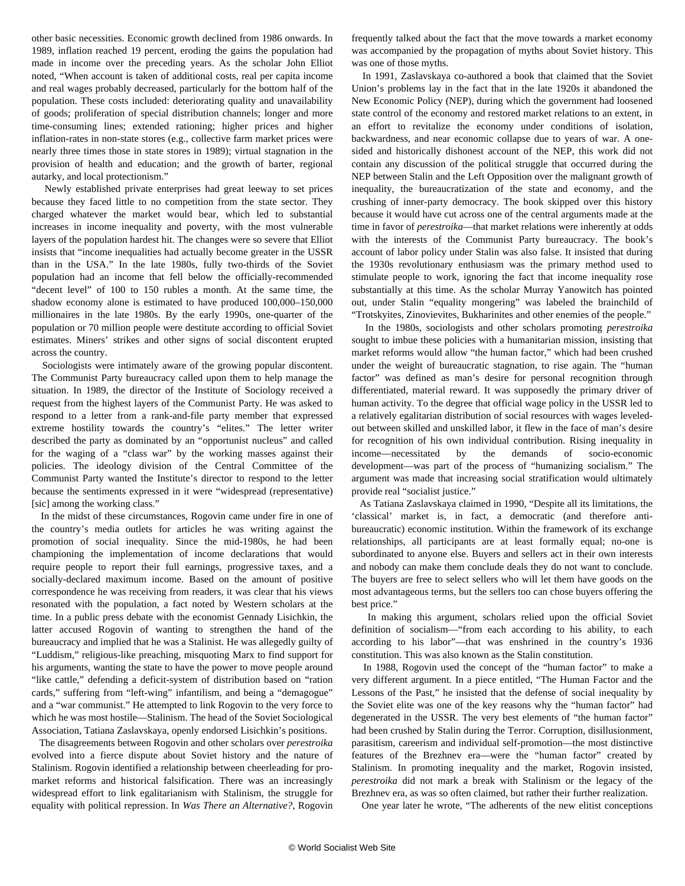other basic necessities. Economic growth declined from 1986 onwards. In 1989, inflation reached 19 percent, eroding the gains the population had made in income over the preceding years. As the scholar John Elliot noted, "When account is taken of additional costs, real per capita income and real wages probably decreased, particularly for the bottom half of the population. These costs included: deteriorating quality and unavailability of goods; proliferation of special distribution channels; longer and more time-consuming lines; extended rationing; higher prices and higher inflation-rates in non-state stores (e.g., collective farm market prices were nearly three times those in state stores in 1989); virtual stagnation in the provision of health and education; and the growth of barter, regional autarky, and local protectionism."

Newly established private enterprises had great leeway to set prices because they faced little to no competition from the state sector. They charged whatever the market would bear, which led to substantial increases in income inequality and poverty, with the most vulnerable layers of the population hardest hit. The changes were so severe that Elliot insists that "income inequalities had actually become greater in the USSR than in the USA." In the late 1980s, fully two-thirds of the Soviet population had an income that fell below the officially-recommended "decent level" of 100 to 150 rubles a month. At the same time, the shadow economy alone is estimated to have produced 100,000–150,000 millionaires in the late 1980s. By the early 1990s, one-quarter of the population or 70 million people were destitute according to official Soviet estimates. Miners' strikes and other signs of social discontent erupted across the country.

Sociologists were intimately aware of the growing popular discontent. The Communist Party bureaucracy called upon them to help manage the situation. In 1989, the director of the Institute of Sociology received a request from the highest layers of the Communist Party. He was asked to respond to a letter from a rank-and-file party member that expressed extreme hostility towards the country's "elites." The letter writer described the party as dominated by an "opportunist nucleus" and called for the waging of a "class war" by the working masses against their policies. The ideology division of the Central Committee of the Communist Party wanted the Institute's director to respond to the letter because the sentiments expressed in it were "widespread (representative) [sic] among the working class."

In the midst of these circumstances, Rogovin came under fire in one of the country's media outlets for articles he was writing against the promotion of social inequality. Since the mid-1980s, he had been championing the implementation of income declarations that would require people to report their full earnings, progressive taxes, and a socially-declared maximum income. Based on the amount of positive correspondence he was receiving from readers, it was clear that his views resonated with the population, a fact noted by Western scholars at the time. In a public press debate with the economist Gennady Lisichkin, the latter accused Rogovin of wanting to strengthen the hand of the bureaucracy and implied that he was a Stalinist. He was allegedly guilty of "Luddism," religious-like preaching, misquoting Marx to find support for his arguments, wanting the state to have the power to move people around "like cattle," defending a deficit-system of distribution based on "ration cards," suffering from "left-wing" infantilism, and being a "demagogue" and a "war communist." He attempted to link Rogovin to the very force to which he was most hostile—Stalinism. The head of the Soviet Sociological Association, Tatiana Zaslavskaya, openly endorsed Lisichkin's positions.

The disagreements between Rogovin and other scholars over *perestroika* evolved into a fierce dispute about Soviet history and the nature of Stalinism. Rogovin identified a relationship between cheerleading for pro-market reforms and historical falsification. There was an increasingly widespread effort to link egalitarianism with Stalinism, the struggle for equality with political repression. In *Was There an Alternative?*, Rogovin frequently talked about the fact that the move towards a market economy was accompanied by the propagation of myths about Soviet history. This was one of those myths.

In 1991, Zaslavskaya co-authored a book that claimed that the Soviet Union's problems lay in the fact that in the late 1920s it abandoned the New Economic Policy (NEP), during which the government had loosened state control of the economy and restored market relations to an extent, in an effort to revitalize the economy under conditions of isolation, backwardness, and near economic collapse due to years of war. A one-sided and historically dishonest account of the NEP, this work did not contain any discussion of the political struggle that occurred during the NEP between Stalin and the Left Opposition over the malignant growth of inequality, the bureaucratization of the state and economy, and the crushing of inner-party democracy. The book skipped over this history because it would have cut across one of the central arguments made at the time in favor of *perestroika*—that market relations were inherently at odds with the interests of the Communist Party bureaucracy. The book's account of labor policy under Stalin was also false. It insisted that during the 1930s revolutionary enthusiasm was the primary method used to stimulate people to work, ignoring the fact that income inequality rose substantially at this time. As the scholar Murray Yanowitch has pointed out, under Stalin "equality mongering" was labeled the brainchild of "Trotskyites, Zinovievites, Bukharinites and other enemies of the people."

In the 1980s, sociologists and other scholars promoting *perestroika* sought to imbue these policies with a humanitarian mission, insisting that market reforms would allow "the human factor," which had been crushed under the weight of bureaucratic stagnation, to rise again. The "human factor" was defined as man's desire for personal recognition through differentiated, material reward. It was supposedly the primary driver of human activity. To the degree that official wage policy in the USSR led to a relatively egalitarian distribution of social resources with wages leveled-out between skilled and unskilled labor, it flew in the face of man's desire for recognition of his own individual contribution. Rising inequality in income—necessitated by the demands of socio-economic development—was part of the process of "humanizing socialism." The argument was made that increasing social stratification would ultimately provide real "socialist justice."

As Tatiana Zaslavskaya claimed in 1990, "Despite all its limitations, the 'classical' market is, in fact, a democratic (and therefore anti-bureaucratic) economic institution. Within the framework of its exchange relationships, all participants are at least formally equal; no-one is subordinated to anyone else. Buyers and sellers act in their own interests and nobody can make them conclude deals they do not want to conclude. The buyers are free to select sellers who will let them have goods on the most advantageous terms, but the sellers too can chose buyers offering the best price."

In making this argument, scholars relied upon the official Soviet definition of socialism—"from each according to his ability, to each according to his labor"—that was enshrined in the country's 1936 constitution. This was also known as the Stalin constitution.

In 1988, Rogovin used the concept of the "human factor" to make a very different argument. In a piece entitled, "The Human Factor and the Lessons of the Past," he insisted that the defense of social inequality by the Soviet elite was one of the key reasons why the "human factor" had degenerated in the USSR. The very best elements of "the human factor" had been crushed by Stalin during the Terror. Corruption, disillusionment, parasitism, careerism and individual self-promotion—the most distinctive features of the Brezhnev era—were the "human factor" created by Stalinism. In promoting inequality and the market, Rogovin insisted, *perestroika* did not mark a break with Stalinism or the legacy of the Brezhnev era, as was so often claimed, but rather their further realization.

One year later he wrote, "The adherents of the new elitist conceptions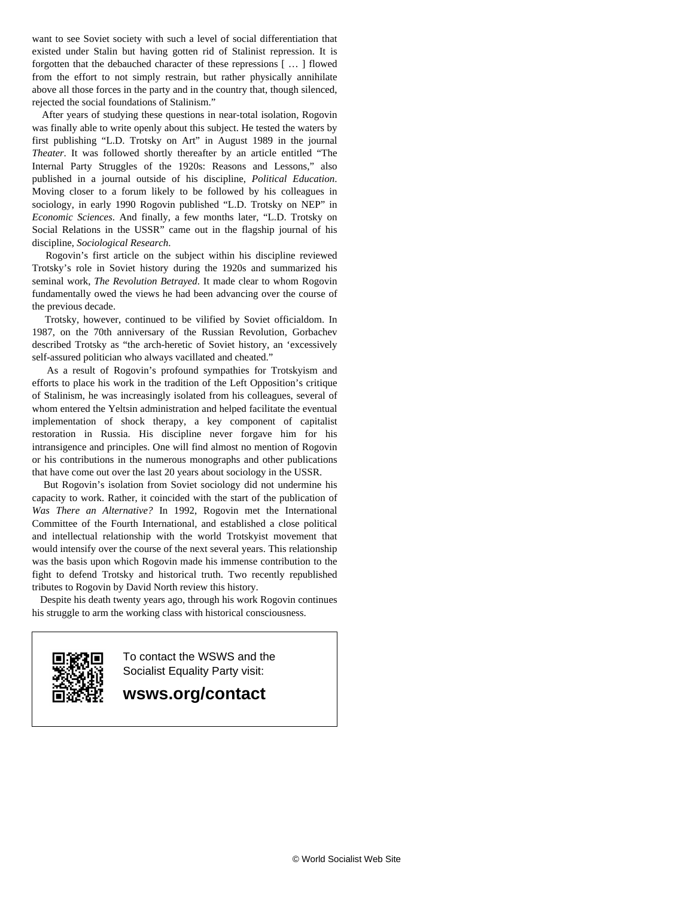want to see Soviet society with such a level of social differentiation that existed under Stalin but having gotten rid of Stalinist repression. It is forgotten that the debauched character of these repressions [ … ] flowed from the effort to not simply restrain, but rather physically annihilate above all those forces in the party and in the country that, though silenced, rejected the social foundations of Stalinism."

After years of studying these questions in near-total isolation, Rogovin was finally able to write openly about this subject. He tested the waters by first publishing "L.D. Trotsky on Art" in August 1989 in the journal *Theater*. It was followed shortly thereafter by an article entitled "The Internal Party Struggles of the 1920s: Reasons and Lessons," also published in a journal outside of his discipline, *Political Education*. Moving closer to a forum likely to be followed by his colleagues in sociology, in early 1990 Rogovin published "L.D. Trotsky on NEP" in *Economic Sciences*. And finally, a few months later, "L.D. Trotsky on Social Relations in the USSR" came out in the flagship journal of his discipline, *Sociological Research*.

Rogovin's first article on the subject within his discipline reviewed Trotsky's role in Soviet history during the 1920s and summarized his seminal work, *The Revolution Betrayed*. It made clear to whom Rogovin fundamentally owed the views he had been advancing over the course of the previous decade.

Trotsky, however, continued to be vilified by Soviet officialdom. In 1987, on the 70th anniversary of the Russian Revolution, Gorbachev described Trotsky as "the arch-heretic of Soviet history, an 'excessively self-assured politician who always vacillated and cheated."

As a result of Rogovin's profound sympathies for Trotskyism and efforts to place his work in the tradition of the Left Opposition's critique of Stalinism, he was increasingly isolated from his colleagues, several of whom entered the Yeltsin administration and helped facilitate the eventual implementation of shock therapy, a key component of capitalist restoration in Russia. His discipline never forgave him for his intransigence and principles. One will find almost no mention of Rogovin or his contributions in the numerous monographs and other publications that have come out over the last 20 years about sociology in the USSR.

But Rogovin's isolation from Soviet sociology did not undermine his capacity to work. Rather, it coincided with the start of the publication of *Was There an Alternative?* In 1992, Rogovin met the International Committee of the Fourth International, and established a close political and intellectual relationship with the world Trotskyist movement that would intensify over the course of the next several years. This relationship was the basis upon which Rogovin made his immense contribution to the fight to defend Trotsky and historical truth. Two recently republished tributes to Rogovin by David North review this history.

Despite his death twenty years ago, through his work Rogovin continues his struggle to arm the working class with historical consciousness.

To contact the WSWS and the Socialist Equality Party visit:

**wsws.org/contact**